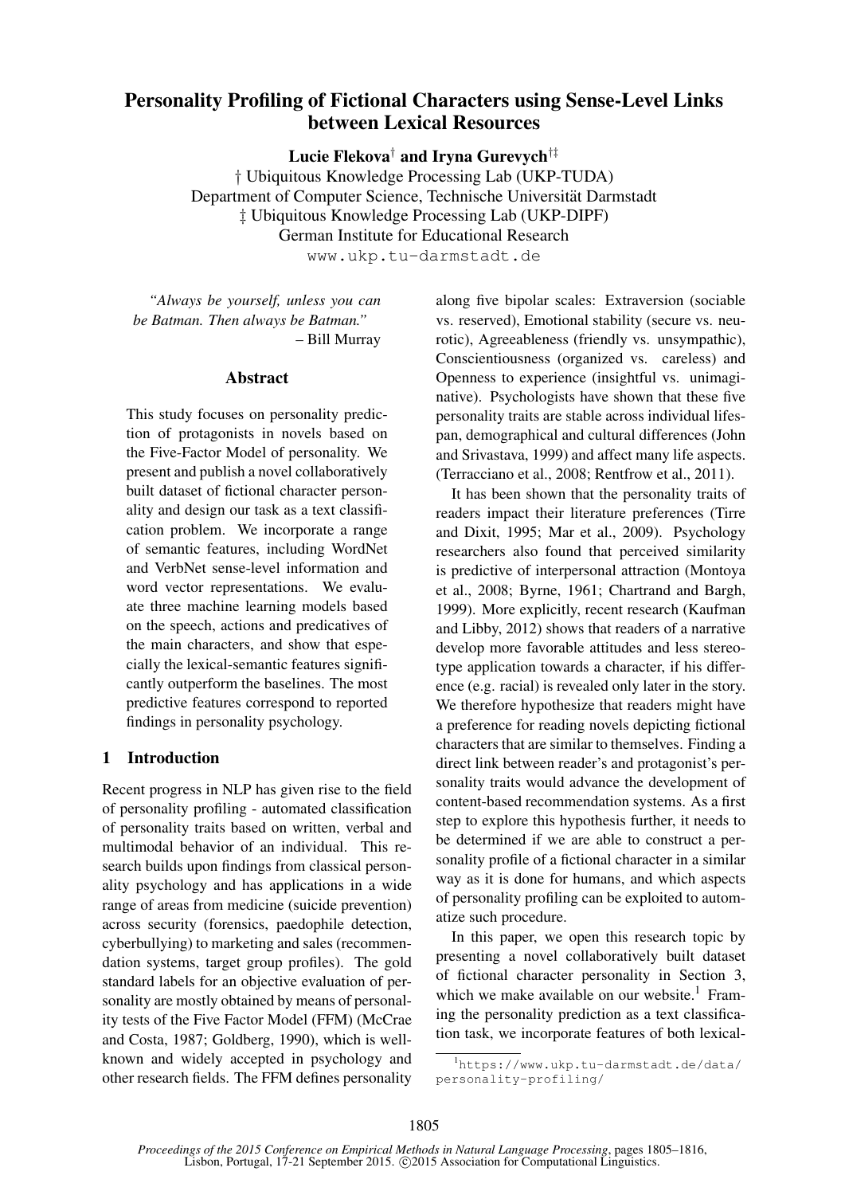# Personality Profiling of Fictional Characters using Sense-Level Links between Lexical Resources

**Lucie Flekova**[†] **and Iryna Gurevych**[†‡]

† Ubiquitous Knowledge Processing Lab (UKP-TUDA)
Department of Computer Science, Technische Universität Darmstadt
‡ Ubiquitous Knowledge Processing Lab (UKP-DIPF)
German Institute for Educational Research
www.ukp.tu-darmstadt.de

*"Always be yourself, unless you can be Batman. Then always be Batman."*
– Bill Murray

## Abstract

This study focuses on personality prediction of protagonists in novels based on the Five-Factor Model of personality. We present and publish a novel collaboratively built dataset of fictional character personality and design our task as a text classification problem. We incorporate a range of semantic features, including WordNet and VerbNet sense-level information and word vector representations. We evaluate three machine learning models based on the speech, actions and predicatives of the main characters, and show that especially the lexical-semantic features significantly outperform the baselines. The most predictive features correspond to reported findings in personality psychology.

## 1 Introduction

Recent progress in NLP has given rise to the field of personality profiling - automated classification of personality traits based on written, verbal and multimodal behavior of an individual. This research builds upon findings from classical personality psychology and has applications in a wide range of areas from medicine (suicide prevention) across security (forensics, paedophile detection, cyberbullying) to marketing and sales (recommendation systems, target group profiles). The gold standard labels for an objective evaluation of personality are mostly obtained by means of personality tests of the Five Factor Model (FFM) (McCrae and Costa, 1987; Goldberg, 1990), which is well-known and widely accepted in psychology and other research fields. The FFM defines personality along five bipolar scales: Extraversion (sociable vs. reserved), Emotional stability (secure vs. neurotic), Agreeableness (friendly vs. unsympathic), Conscientiousness (organized vs. careless) and Openness to experience (insightful vs. unimaginative). Psychologists have shown that these five personality traits are stable across individual lifespan, demographical and cultural differences (John and Srivastava, 1999) and affect many life aspects. (Terracciano et al., 2008; Rentfrow et al., 2011).

It has been shown that the personality traits of readers impact their literature preferences (Tirre and Dixit, 1995; Mar et al., 2009). Psychology researchers also found that perceived similarity is predictive of interpersonal attraction (Montoya et al., 2008; Byrne, 1961; Chartrand and Bargh, 1999). More explicitly, recent research (Kaufman and Libby, 2012) shows that readers of a narrative develop more favorable attitudes and less stereotype application towards a character, if his difference (e.g. racial) is revealed only later in the story. We therefore hypothesize that readers might have a preference for reading novels depicting fictional characters that are similar to themselves. Finding a direct link between reader's and protagonist's personality traits would advance the development of content-based recommendation systems. As a first step to explore this hypothesis further, it needs to be determined if we are able to construct a personality profile of a fictional character in a similar way as it is done for humans, and which aspects of personality profiling can be exploited to automatize such procedure.

In this paper, we open this research topic by presenting a novel collaboratively built dataset of fictional character personality in Section 3, which we make available on our website.[1] Framing the personality prediction as a text classification task, we incorporate features of both lexical-

[1] https://www.ukp.tu-darmstadt.de/data/personality-profiling/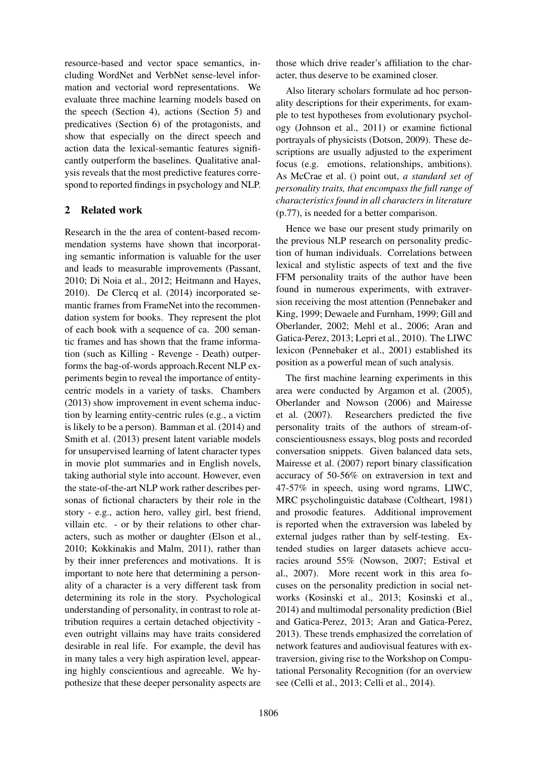resource-based and vector space semantics, including WordNet and VerbNet sense-level information and vectorial word representations. We evaluate three machine learning models based on the speech (Section 4), actions (Section 5) and predicatives (Section 6) of the protagonists, and show that especially on the direct speech and action data the lexical-semantic features significantly outperform the baselines. Qualitative analysis reveals that the most predictive features correspond to reported findings in psychology and NLP.

## 2 Related work

Research in the the area of content-based recommendation systems have shown that incorporating semantic information is valuable for the user and leads to measurable improvements (Passant, 2010; Di Noia et al., 2012; Heitmann and Hayes, 2010). De Clercq et al. (2014) incorporated semantic frames from FrameNet into the recommendation system for books. They represent the plot of each book with a sequence of ca. 200 semantic frames and has shown that the frame information (such as Killing - Revenge - Death) outperforms the bag-of-words approach.Recent NLP experiments begin to reveal the importance of entity-centric models in a variety of tasks. Chambers (2013) show improvement in event schema induction by learning entity-centric rules (e.g., a victim is likely to be a person). Bamman et al. (2014) and Smith et al. (2013) present latent variable models for unsupervised learning of latent character types in movie plot summaries and in English novels, taking authorial style into account. However, even the state-of-the-art NLP work rather describes personas of fictional characters by their role in the story - e.g., action hero, valley girl, best friend, villain etc. - or by their relations to other characters, such as mother or daughter (Elson et al., 2010; Kokkinakis and Malm, 2011), rather than by their inner preferences and motivations. It is important to note here that determining a personality of a character is a very different task from determining its role in the story. Psychological understanding of personality, in contrast to role attribution requires a certain detached objectivity - even outright villains may have traits considered desirable in real life. For example, the devil has in many tales a very high aspiration level, appearing highly conscientious and agreeable. We hypothesize that these deeper personality aspects are those which drive reader's affiliation to the character, thus deserve to be examined closer.

Also literary scholars formulate ad hoc personality descriptions for their experiments, for example to test hypotheses from evolutionary psychology (Johnson et al., 2011) or examine fictional portrayals of physicists (Dotson, 2009). These descriptions are usually adjusted to the experiment focus (e.g. emotions, relationships, ambitions). As McCrae et al. () point out, *a standard set of personality traits, that encompass the full range of characteristics found in all characters in literature* (p.77), is needed for a better comparison.

Hence we base our present study primarily on the previous NLP research on personality prediction of human individuals. Correlations between lexical and stylistic aspects of text and the five FFM personality traits of the author have been found in numerous experiments, with extraversion receiving the most attention (Pennebaker and King, 1999; Dewaele and Furnham, 1999; Gill and Oberlander, 2002; Mehl et al., 2006; Aran and Gatica-Perez, 2013; Lepri et al., 2010). The LIWC lexicon (Pennebaker et al., 2001) established its position as a powerful mean of such analysis.

The first machine learning experiments in this area were conducted by Argamon et al. (2005), Oberlander and Nowson (2006) and Mairesse et al. (2007). Researchers predicted the five personality traits of the authors of stream-of-conscientiousness essays, blog posts and recorded conversation snippets. Given balanced data sets, Mairesse et al. (2007) report binary classification accuracy of 50-56% on extraversion in text and 47-57% in speech, using word ngrams, LIWC, MRC psycholinguistic database (Coltheart, 1981) and prosodic features. Additional improvement is reported when the extraversion was labeled by external judges rather than by self-testing. Extended studies on larger datasets achieve accuracies around 55% (Nowson, 2007; Estival et al., 2007). More recent work in this area focuses on the personality prediction in social networks (Kosinski et al., 2013; Kosinski et al., 2014) and multimodal personality prediction (Biel and Gatica-Perez, 2013; Aran and Gatica-Perez, 2013). These trends emphasized the correlation of network features and audiovisual features with extraversion, giving rise to the Workshop on Computational Personality Recognition (for an overview see (Celli et al., 2013; Celli et al., 2014).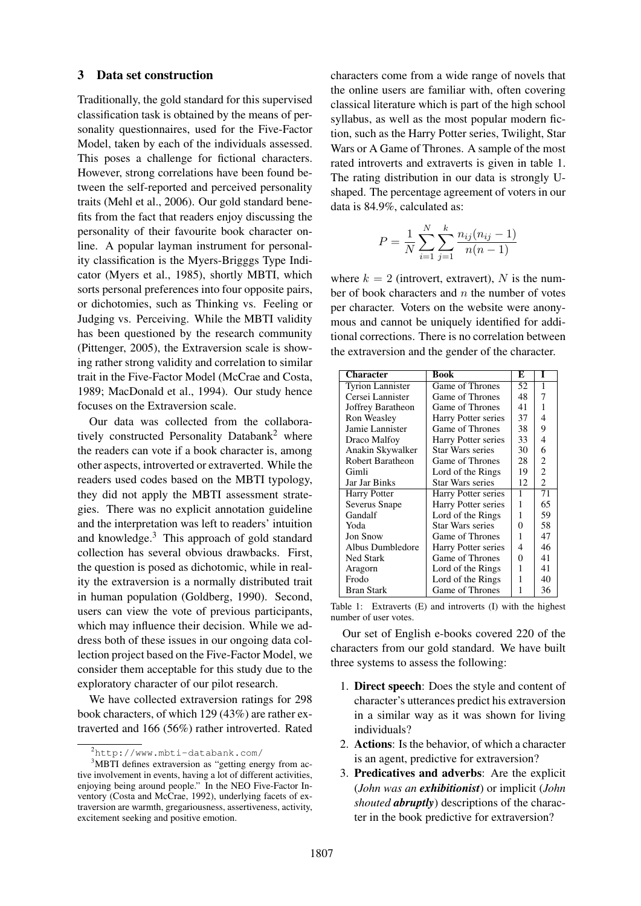## 3 Data set construction

Traditionally, the gold standard for this supervised classification task is obtained by the means of personality questionnaires, used for the Five-Factor Model, taken by each of the individuals assessed. This poses a challenge for fictional characters. However, strong correlations have been found between the self-reported and perceived personality traits (Mehl et al., 2006). Our gold standard benefits from the fact that readers enjoy discussing the personality of their favourite book character online. A popular layman instrument for personality classification is the Myers-Briggs Type Indicator (Myers et al., 1985), shortly MBTI, which sorts personal preferences into four opposite pairs, or dichotomies, such as Thinking vs. Feeling or Judging vs. Perceiving. While the MBTI validity has been questioned by the research community (Pittenger, 2005), the Extraversion scale is showing rather strong validity and correlation to similar trait in the Five-Factor Model (McCrae and Costa, 1989; MacDonald et al., 1994). Our study hence focuses on the Extraversion scale.

Our data was collected from the collaboratively constructed Personality Databank[2] where the readers can vote if a book character is, among other aspects, introverted or extraverted. While the readers used codes based on the MBTI typology, they did not apply the MBTI assessment strategies. There was no explicit annotation guideline and the interpretation was left to readers' intuition and knowledge.[3] This approach of gold standard collection has several obvious drawbacks. First, the question is posed as dichotomic, while in reality the extraversion is a normally distributed trait in human population (Goldberg, 1990). Second, users can view the vote of previous participants, which may influence their decision. While we address both of these issues in our ongoing data collection project based on the Five-Factor Model, we consider them acceptable for this study due to the exploratory character of our pilot research.

We have collected extraversion ratings for 298 book characters, of which 129 (43%) are rather extraverted and 166 (56%) rather introverted. Rated characters come from a wide range of novels that the online users are familiar with, often covering classical literature which is part of the high school syllabus, as well as the most popular modern fiction, such as the Harry Potter series, Twilight, Star Wars or A Game of Thrones. A sample of the most rated introverts and extraverts is given in table 1. The rating distribution in our data is strongly U-shaped. The percentage agreement of voters in our data is 84.9%, calculated as:

$$P = \frac{1}{N} \sum_{i=1}^{N} \sum_{j=1}^{k} \frac{n_{ij}(n_{ij} - 1)}{n(n-1)}$$

where $k = 2$ (introvert, extravert), $N$ is the number of book characters and $n$ the number of votes per character. Voters on the website were anonymous and cannot be uniquely identified for additional corrections. There is no correlation between the extraversion and the gender of the character.

| Character | Book | E | I |
|---|---|---|---|
| Tyrion Lannister | Game of Thrones | 52 | 1 |
| Cersei Lannister | Game of Thrones | 48 | 7 |
| Joffrey Baratheon | Game of Thrones | 41 | 1 |
| Ron Weasley | Harry Potter series | 37 | 4 |
| Jamie Lannister | Game of Thrones | 38 | 9 |
| Draco Malfoy | Harry Potter series | 33 | 4 |
| Anakin Skywalker | Star Wars series | 30 | 6 |
| Robert Baratheon | Game of Thrones | 28 | 2 |
| Gimli | Lord of the Rings | 19 | 2 |
| Jar Jar Binks | Star Wars series | 12 | 2 |
| Harry Potter | Harry Potter series | 1 | 71 |
| Severus Snape | Harry Potter series | 1 | 65 |
| Gandalf | Lord of the Rings | 1 | 59 |
| Yoda | Star Wars series | 0 | 58 |
| Jon Snow | Game of Thrones | 1 | 47 |
| Albus Dumbledore | Harry Potter series | 4 | 46 |
| Ned Stark | Game of Thrones | 0 | 41 |
| Aragorn | Lord of the Rings | 1 | 41 |
| Frodo | Lord of the Rings | 1 | 40 |
| Bran Stark | Game of Thrones | 1 | 36 |

Table 1: Extraverts (E) and introverts (I) with the highest number of user votes.

Our set of English e-books covered 220 of the characters from our gold standard. We have built three systems to assess the following:

1. **Direct speech**: Does the style and content of character's utterances predict his extraversion in a similar way as it was shown for living individuals?
2. **Actions**: Is the behavior, of which a character is an agent, predictive for extraversion?
3. **Predicatives and adverbs**: Are the explicit (*John was an **exhibitionist***) or implicit (*John shouted **abruptly***) descriptions of the character in the book predictive for extraversion?

[2] http://www.mbti-databank.com/

[3] MBTI defines extraversion as "getting energy from active involvement in events, having a lot of different activities, enjoying being around people." In the NEO Five-Factor Inventory (Costa and McCrae, 1992), underlying facets of extraversion are warmth, gregariousness, assertiveness, activity, excitement seeking and positive emotion.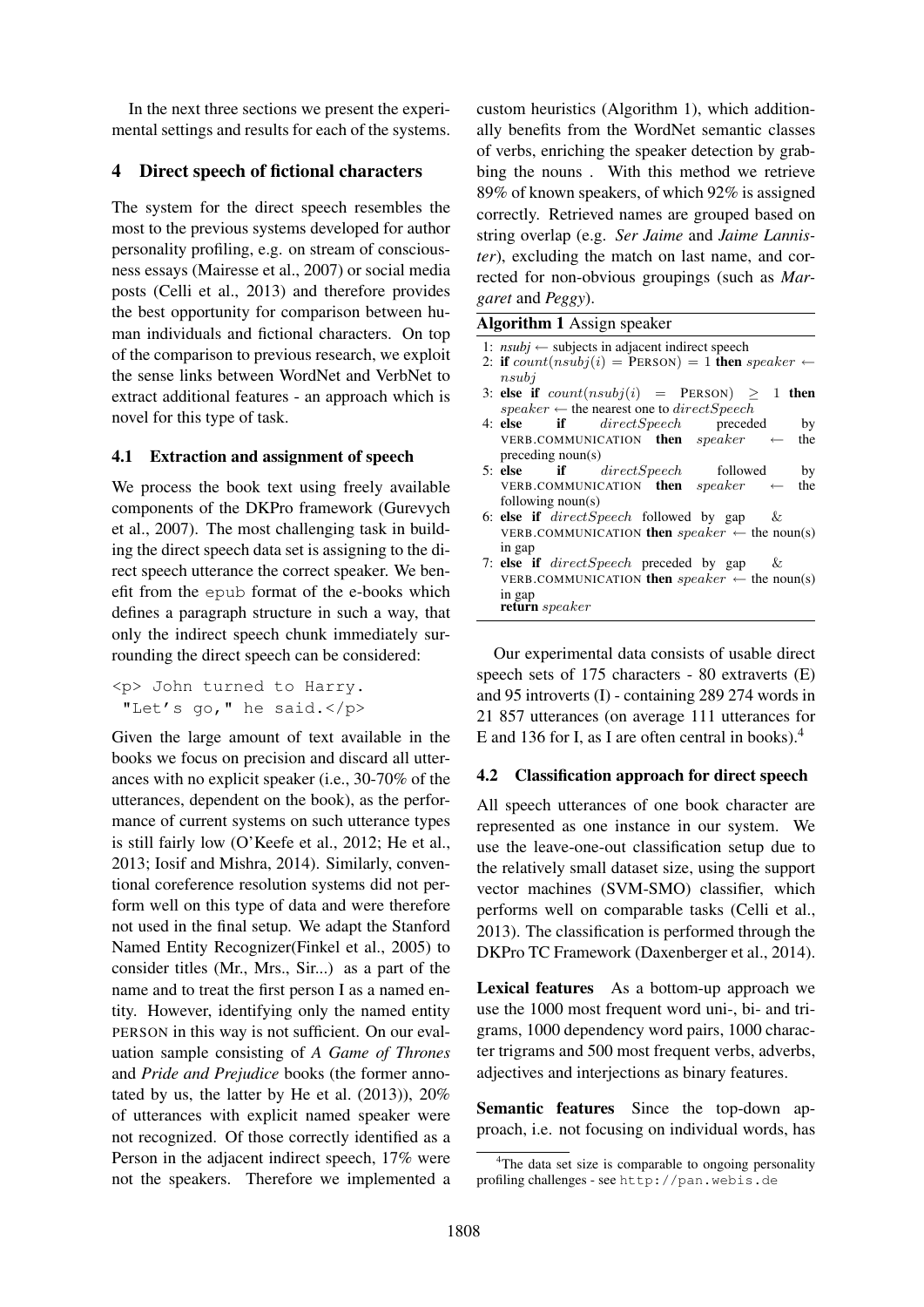In the next three sections we present the experimental settings and results for each of the systems.

## 4 Direct speech of fictional characters

The system for the direct speech resembles the most to the previous systems developed for author personality profiling, e.g. on stream of consciousness essays (Mairesse et al., 2007) or social media posts (Celli et al., 2013) and therefore provides the best opportunity for comparison between human individuals and fictional characters. On top of the comparison to previous research, we exploit the sense links between WordNet and VerbNet to extract additional features - an approach which is novel for this type of task.

### 4.1 Extraction and assignment of speech

We process the book text using freely available components of the DKPro framework (Gurevych et al., 2007). The most challenging task in building the direct speech data set is assigning to the direct speech utterance the correct speaker. We benefit from the `epub` format of the e-books which defines a paragraph structure in such a way, that only the indirect speech chunk immediately surrounding the direct speech can be considered:

```
<p> John turned to Harry.
 "Let's go," he said.</p>
```

Given the large amount of text available in the books we focus on precision and discard all utterances with no explicit speaker (i.e., 30-70% of the utterances, dependent on the book), as the performance of current systems on such utterance types is still fairly low (O'Keefe et al., 2012; He et al., 2013; Iosif and Mishra, 2014). Similarly, conventional coreference resolution systems did not perform well on this type of data and were therefore not used in the final setup. We adapt the Stanford Named Entity Recognizer(Finkel et al., 2005) to consider titles (Mr., Mrs., Sir...) as a part of the name and to treat the first person I as a named entity. However, identifying only the named entity PERSON in this way is not sufficient. On our evaluation sample consisting of *A Game of Thrones* and *Pride and Prejudice* books (the former annotated by us, the latter by He et al. (2013)), 20% of utterances with explicit named speaker were not recognized. Of those correctly identified as a Person in the adjacent indirect speech, 17% were not the speakers. Therefore we implemented a custom heuristics (Algorithm 1), which additionally benefits from the WordNet semantic classes of verbs, enriching the speaker detection by grabbing the nouns . With this method we retrieve 89% of known speakers, of which 92% is assigned correctly. Retrieved names are grouped based on string overlap (e.g. *Ser Jaime* and *Jaime Lannister*), excluding the match on last name, and corrected for non-obvious groupings (such as *Margaret* and *Peggy*).

**Algorithm 1** Assign speaker

1: *nsubj* ← subjects in adjacent indirect speech
2: **if** $count(nsubj(i) = \text{PERSON}) = 1$ **then** $speaker \leftarrow nsubj$
3: **else if** $count(nsubj(i) = \text{PERSON}) \geq 1$ **then** $speaker \leftarrow$ the nearest one to $directSpeech$
4: **else if** $directSpeech$ preceded by VERB.COMMUNICATION **then** $speaker \leftarrow$ the preceding noun(s)
5: **else if** $directSpeech$ followed by VERB.COMMUNICATION **then** $speaker \leftarrow$ the following noun(s)
6: **else if** $directSpeech$ followed by gap & VERB.COMMUNICATION **then** $speaker \leftarrow$ the noun(s) in gap
7: **else if** $directSpeech$ preceded by gap & VERB.COMMUNICATION **then** $speaker \leftarrow$ the noun(s) in gap
**return** $speaker$

Our experimental data consists of usable direct speech sets of 175 characters - 80 extraverts (E) and 95 introverts (I) - containing 289 274 words in 21 857 utterances (on average 111 utterances for E and 136 for I, as I are often central in books).[4]

### 4.2 Classification approach for direct speech

All speech utterances of one book character are represented as one instance in our system. We use the leave-one-out classification setup due to the relatively small dataset size, using the support vector machines (SVM-SMO) classifier, which performs well on comparable tasks (Celli et al., 2013). The classification is performed through the DKPro TC Framework (Daxenberger et al., 2014).

**Lexical features** As a bottom-up approach we use the 1000 most frequent word uni-, bi- and trigrams, 1000 dependency word pairs, 1000 character trigrams and 500 most frequent verbs, adverbs, adjectives and interjections as binary features.

**Semantic features** Since the top-down approach, i.e. not focusing on individual words, has

[4] The data set size is comparable to ongoing personality profiling challenges - see http://pan.webis.de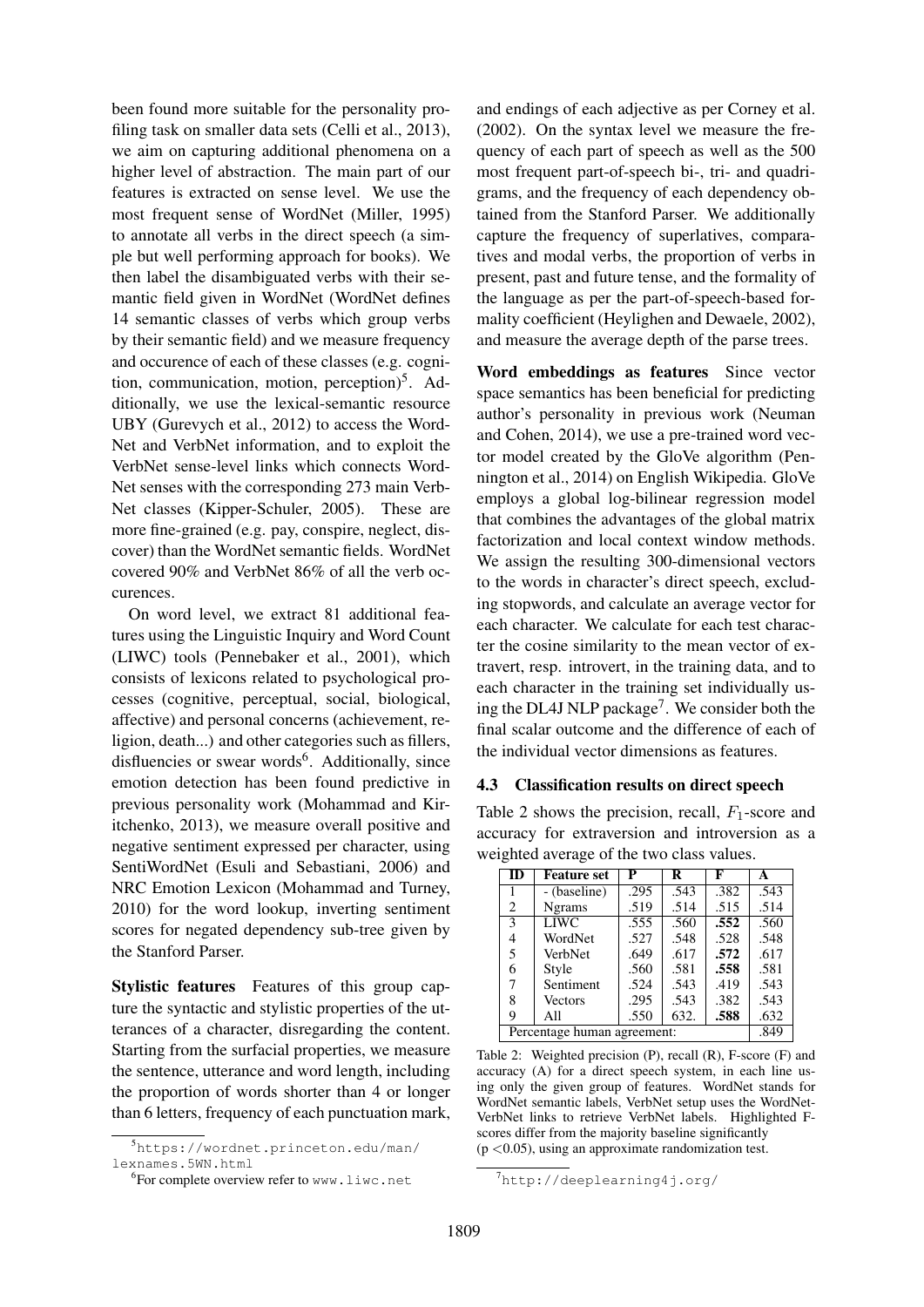been found more suitable for the personality profiling task on smaller data sets (Celli et al., 2013), we aim on capturing additional phenomena on a higher level of abstraction. The main part of our features is extracted on sense level. We use the most frequent sense of WordNet (Miller, 1995) to annotate all verbs in the direct speech (a simple but well performing approach for books). We then label the disambiguated verbs with their semantic field given in WordNet (WordNet defines 14 semantic classes of verbs which group verbs by their semantic field) and we measure frequency and occurence of each of these classes (e.g. cognition, communication, motion, perception)[5]. Additionally, we use the lexical-semantic resource UBY (Gurevych et al., 2012) to access the WordNet and VerbNet information, and to exploit the VerbNet sense-level links which connects WordNet senses with the corresponding 273 main VerbNet classes (Kipper-Schuler, 2005). These are more fine-grained (e.g. pay, conspire, neglect, discover) than the WordNet semantic fields. WordNet covered 90% and VerbNet 86% of all the verb occurences.

On word level, we extract 81 additional features using the Linguistic Inquiry and Word Count (LIWC) tools (Pennebaker et al., 2001), which consists of lexicons related to psychological processes (cognitive, perceptual, social, biological, affective) and personal concerns (achievement, religion, death...) and other categories such as fillers, disfluencies or swear words[6]. Additionally, since emotion detection has been found predictive in previous personality work (Mohammad and Kiritchenko, 2013), we measure overall positive and negative sentiment expressed per character, using SentiWordNet (Esuli and Sebastiani, 2006) and NRC Emotion Lexicon (Mohammad and Turney, 2010) for the word lookup, inverting sentiment scores for negated dependency sub-tree given by the Stanford Parser.

**Stylistic features** Features of this group capture the syntactic and stylistic properties of the utterances of a character, disregarding the content. Starting from the surfacial properties, we measure the sentence, utterance and word length, including the proportion of words shorter than 4 or longer than 6 letters, frequency of each punctuation mark, and endings of each adjective as per Corney et al. (2002). On the syntax level we measure the frequency of each part of speech as well as the 500 most frequent part-of-speech bi-, tri- and quadrigrams, and the frequency of each dependency obtained from the Stanford Parser. We additionally capture the frequency of superlatives, comparatives and modal verbs, the proportion of verbs in present, past and future tense, and the formality of the language as per the part-of-speech-based formality coefficient (Heylighen and Dewaele, 2002), and measure the average depth of the parse trees.

**Word embeddings as features** Since vector space semantics has been beneficial for predicting author's personality in previous work (Neuman and Cohen, 2014), we use a pre-trained word vector model created by the GloVe algorithm (Pennington et al., 2014) on English Wikipedia. GloVe employs a global log-bilinear regression model that combines the advantages of the global matrix factorization and local context window methods. We assign the resulting 300-dimensional vectors to the words in character's direct speech, excluding stopwords, and calculate an average vector for each character. We calculate for each test character the cosine similarity to the mean vector of extravert, resp. introvert, in the training data, and to each character in the training set individually using the DL4J NLP package[7]. We consider both the final scalar outcome and the difference of each of the individual vector dimensions as features.

### 4.3 Classification results on direct speech

Table 2 shows the precision, recall, $F_1$-score and accuracy for extraversion and introversion as a weighted average of the two class values.

| ID | Feature set | P | R | F | A |
|---|---|---|---|---|---|
| 1 | - (baseline) | .295 | .543 | .382 | .543 |
| 2 | Ngrams | .519 | .514 | .515 | .514 |
| 3 | LIWC | .555 | .560 | **.552** | .560 |
| 4 | WordNet | .527 | .548 | .528 | .548 |
| 5 | VerbNet | .649 | .617 | **.572** | .617 |
| 6 | Style | .560 | .581 | **.558** | .581 |
| 7 | Sentiment | .524 | .543 | .419 | .543 |
| 8 | Vectors | .295 | .543 | .382 | .543 |
| 9 | All | .550 | 632. | **.588** | .632 |
| Percentage human agreement: | | | | | .849 |

Table 2: Weighted precision (P), recall (R), F-score (F) and accuracy (A) for a direct speech system, in each line using only the given group of features. WordNet stands for WordNet semantic labels, VerbNet setup uses the WordNet-VerbNet links to retrieve VerbNet labels. Highlighted F-scores differ from the majority baseline significantly ($p < 0.05$), using an approximate randomization test.

[5] https://wordnet.princeton.edu/man/lexnames.5WN.html

[6] For complete overview refer to www.liwc.net

[7] http://deeplearning4j.org/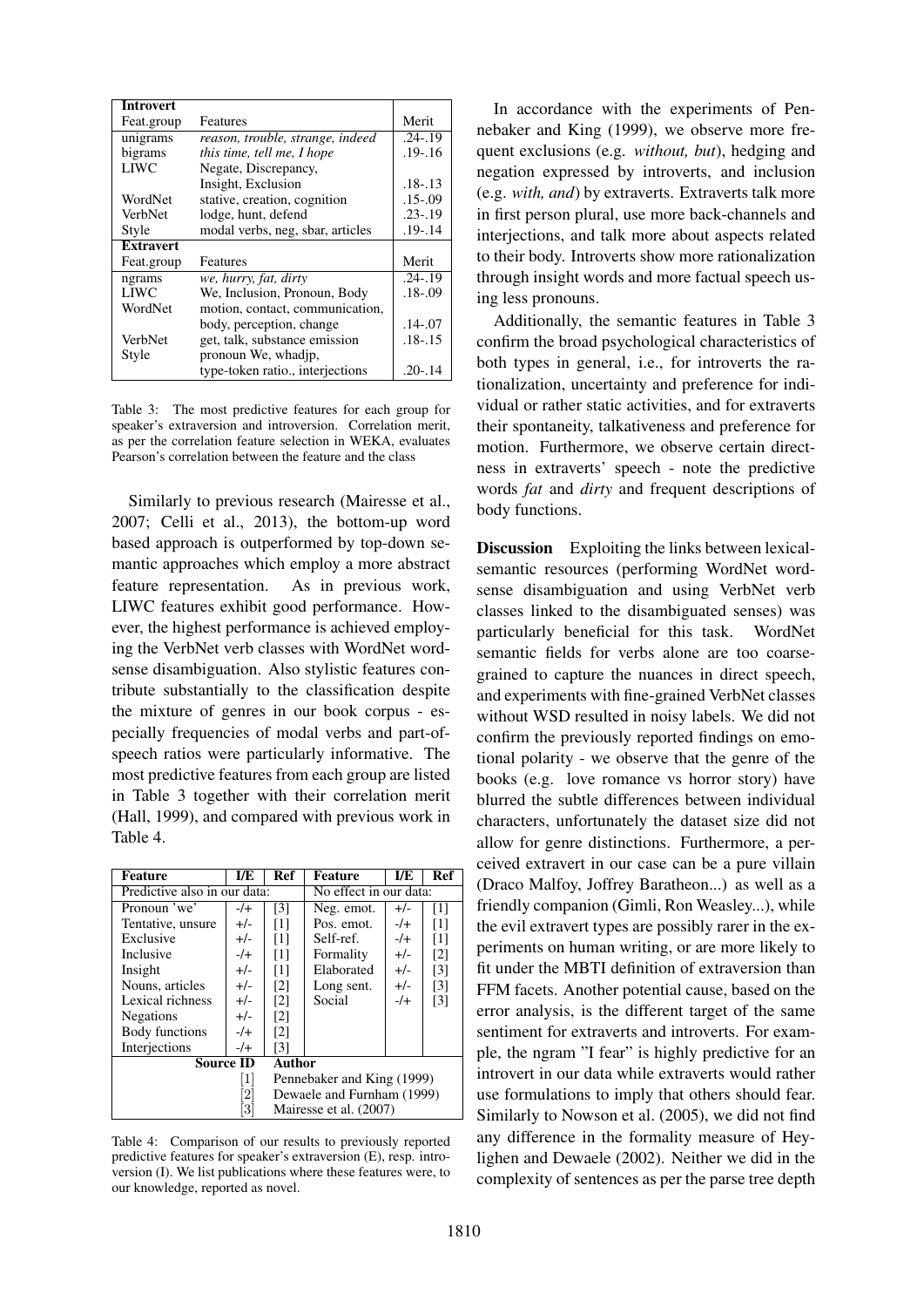| **Introvert** | | |
|---|---|---|
| Feat.group | Features | Merit |
| unigrams | *reason, trouble, strange, indeed* | .24-.19 |
| bigrams | *this time, tell me, I hope* | .19-.16 |
| LIWC | Negate, Discrepancy, Insight, Exclusion | .18-.13 |
| WordNet | stative, creation, cognition | .15-.09 |
| VerbNet | lodge, hunt, defend | .23-.19 |
| Style | modal verbs, neg, sbar, articles | .19-.14 |
| **Extravert** | | |
| Feat.group | Features | Merit |
| ngrams | *we, hurry, fat, dirty* | .24-.19 |
| LIWC | We, Inclusion, Pronoun, Body | .18-.09 |
| WordNet | motion, contact, communication, body, perception, change | .14-.07 |
| VerbNet | get, talk, substance emission | .18-.15 |
| Style | pronoun We, whadjp, type-token ratio., interjections | .20-.14 |

Table 3: The most predictive features for each group for speaker's extraversion and introversion. Correlation merit, as per the correlation feature selection in WEKA, evaluates Pearson's correlation between the feature and the class

Similarly to previous research (Mairesse et al., 2007; Celli et al., 2013), the bottom-up word based approach is outperformed by top-down semantic approaches which employ a more abstract feature representation. As in previous work, LIWC features exhibit good performance. However, the highest performance is achieved employing the VerbNet verb classes with WordNet word-sense disambiguation. Also stylistic features contribute substantially to the classification despite the mixture of genres in our book corpus - especially frequencies of modal verbs and part-of-speech ratios were particularly informative. The most predictive features from each group are listed in Table 3 together with their correlation merit (Hall, 1999), and compared with previous work in Table 4.

| Feature | I/E | Ref | Feature | I/E | Ref |
|---|---|---|---|---|---|
| Predictive also in our data: | | | No effect in our data: | | |
| Pronoun 'we' | -/+ | [3] | Neg. emot. | +/- | [1] |
| Tentative, unsure | +/- | [1] | Pos. emot. | -/+ | [1] |
| Exclusive | +/- | [1] | Self-ref. | -/+ | [1] |
| Inclusive | -/+ | [1] | Formality | +/- | [2] |
| Insight | +/- | [1] | Elaborated | +/- | [3] |
| Nouns, articles | +/- | [2] | Long sent. | +/- | [3] |
| Lexical richness | +/- | [2] | Social | -/+ | [3] |
| Negations | +/- | [2] | | | |
| Body functions | -/+ | [2] | | | |
| Interjections | -/+ | [3] | | | |
| **Source ID** | | **Author** | | | |
| | | [1] | Pennebaker and King (1999) | | |
| | | [2] | Dewaele and Furnham (1999) | | |
| | | [3] | Mairesse et al. (2007) | | |

Table 4: Comparison of our results to previously reported predictive features for speaker's extraversion (E), resp. introversion (I). We list publications where these features were, to our knowledge, reported as novel.

In accordance with the experiments of Pennebaker and King (1999), we observe more frequent exclusions (e.g. *without, but*), hedging and negation expressed by introverts, and inclusion (e.g. *with, and*) by extraverts. Extraverts talk more in first person plural, use more back-channels and interjections, and talk more about aspects related to their body. Introverts show more rationalization through insight words and more factual speech using less pronouns.

Additionally, the semantic features in Table 3 confirm the broad psychological characteristics of both types in general, i.e., for introverts the rationalization, uncertainty and preference for individual or rather static activities, and for extraverts their spontaneity, talkativeness and preference for motion. Furthermore, we observe certain directness in extraverts' speech - note the predictive words *fat* and *dirty* and frequent descriptions of body functions.

**Discussion** Exploiting the links between lexical-semantic resources (performing WordNet word-sense disambiguation and using VerbNet verb classes linked to the disambiguated senses) was particularly beneficial for this task. WordNet semantic fields for verbs alone are too coarse-grained to capture the nuances in direct speech, and experiments with fine-grained VerbNet classes without WSD resulted in noisy labels. We did not confirm the previously reported findings on emotional polarity - we observe that the genre of the books (e.g. love romance vs horror story) have blurred the subtle differences between individual characters, unfortunately the dataset size did not allow for genre distinctions. Furthermore, a perceived extravert in our case can be a pure villain (Draco Malfoy, Joffrey Baratheon...) as well as a friendly companion (Gimli, Ron Weasley...), while the evil extravert types are possibly rarer in the experiments on human writing, or are more likely to fit under the MBTI definition of extraversion than FFM facets. Another potential cause, based on the error analysis, is the different target of the same sentiment for extraverts and introverts. For example, the ngram "I fear" is highly predictive for an introvert in our data while extraverts would rather use formulations to imply that others should fear. Similarly to Nowson et al. (2005), we did not find any difference in the formality measure of Heylighen and Dewaele (2002). Neither we did in the complexity of sentences as per the parse tree depth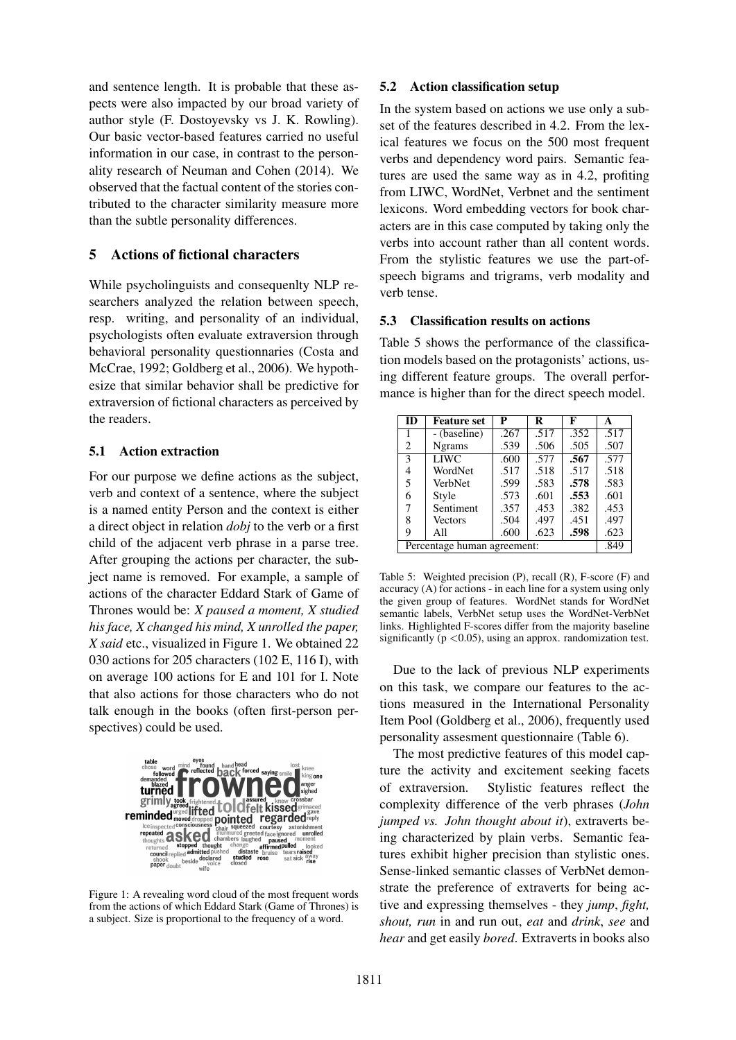and sentence length. It is probable that these aspects were also impacted by our broad variety of author style (F. Dostoyevsky vs J. K. Rowling). Our basic vector-based features carried no useful information in our case, in contrast to the personality research of Neuman and Cohen (2014). We observed that the factual content of the stories contributed to the character similarity measure more than the subtle personality differences.

## 5 Actions of fictional characters

While psycholinguists and consequenlty NLP researchers analyzed the relation between speech, resp. writing, and personality of an individual, psychologists often evaluate extraversion through behavioral personality questionnaries (Costa and McCrae, 1992; Goldberg et al., 2006). We hypothesize that similar behavior shall be predictive for extraversion of fictional characters as perceived by the readers.

### 5.1 Action extraction

For our purpose we define actions as the subject, verb and context of a sentence, where the subject is a named entity Person and the context is either a direct object in relation *dobj* to the verb or a first child of the adjacent verb phrase in a parse tree. After grouping the actions per character, the subject name is removed. For example, a sample of actions of the character Eddard Stark of Game of Thrones would be: *X paused a moment, X studied his face, X changed his mind, X unrolled the paper, X said* etc., visualized in Figure 1. We obtained 22 030 actions for 205 characters (102 E, 116 I), with on average 100 actions for E and 101 for I. Note that also actions for those characters who do not talk enough in the books (often first-person perspectives) could be used.

Figure 1: A revealing word cloud of the most frequent words from the actions of which Eddard Stark (Game of Thrones) is a subject. Size is proportional to the frequency of a word.

### 5.2 Action classification setup

In the system based on actions we use only a subset of the features described in 4.2. From the lexical features we focus on the 500 most frequent verbs and dependency word pairs. Semantic features are used the same way as in 4.2, profiting from LIWC, WordNet, Verbnet and the sentiment lexicons. Word embedding vectors for book characters are in this case computed by taking only the verbs into account rather than all content words. From the stylistic features we use the part-of-speech bigrams and trigrams, verb modality and verb tense.

### 5.3 Classification results on actions

Table 5 shows the performance of the classification models based on the protagonists' actions, using different feature groups. The overall performance is higher than for the direct speech model.

| ID | Feature set | P | R | F | A |
|---|---|---|---|---|---|
| 1 | - (baseline) | .267 | .517 | .352 | .517 |
| 2 | Ngrams | .539 | .506 | .505 | .507 |
| 3 | LIWC | .600 | .577 | **.567** | .577 |
| 4 | WordNet | .517 | .518 | .517 | .518 |
| 5 | VerbNet | .599 | .583 | **.578** | .583 |
| 6 | Style | .573 | .601 | **.553** | .601 |
| 7 | Sentiment | .357 | .453 | .382 | .453 |
| 8 | Vectors | .504 | .497 | .451 | .497 |
| 9 | All | .600 | .623 | **.598** | .623 |
| Percentage human agreement: | | | | | .849 |

Table 5: Weighted precision (P), recall (R), F-score (F) and accuracy (A) for actions - in each line for a system using only the given group of features. WordNet stands for WordNet semantic labels, VerbNet setup uses the WordNet-VerbNet links. Highlighted F-scores differ from the majority baseline significantly ($p < 0.05$), using an approx. randomization test.

Due to the lack of previous NLP experiments on this task, we compare our features to the actions measured in the International Personality Item Pool (Goldberg et al., 2006), frequently used personality assesment questionnaire (Table 6).

The most predictive features of this model capture the activity and excitement seeking facets of extraversion. Stylistic features reflect the complexity difference of the verb phrases (*John jumped vs. John thought about it*), extraverts being characterized by plain verbs. Semantic features exhibit higher precision than stylistic ones. Sense-linked semantic classes of VerbNet demonstrate the preference of extraverts for being active and expressing themselves - they *jump*, *fight, shout, run* in and run out, *eat* and *drink*, *see* and *hear* and get easily *bored*. Extraverts in books also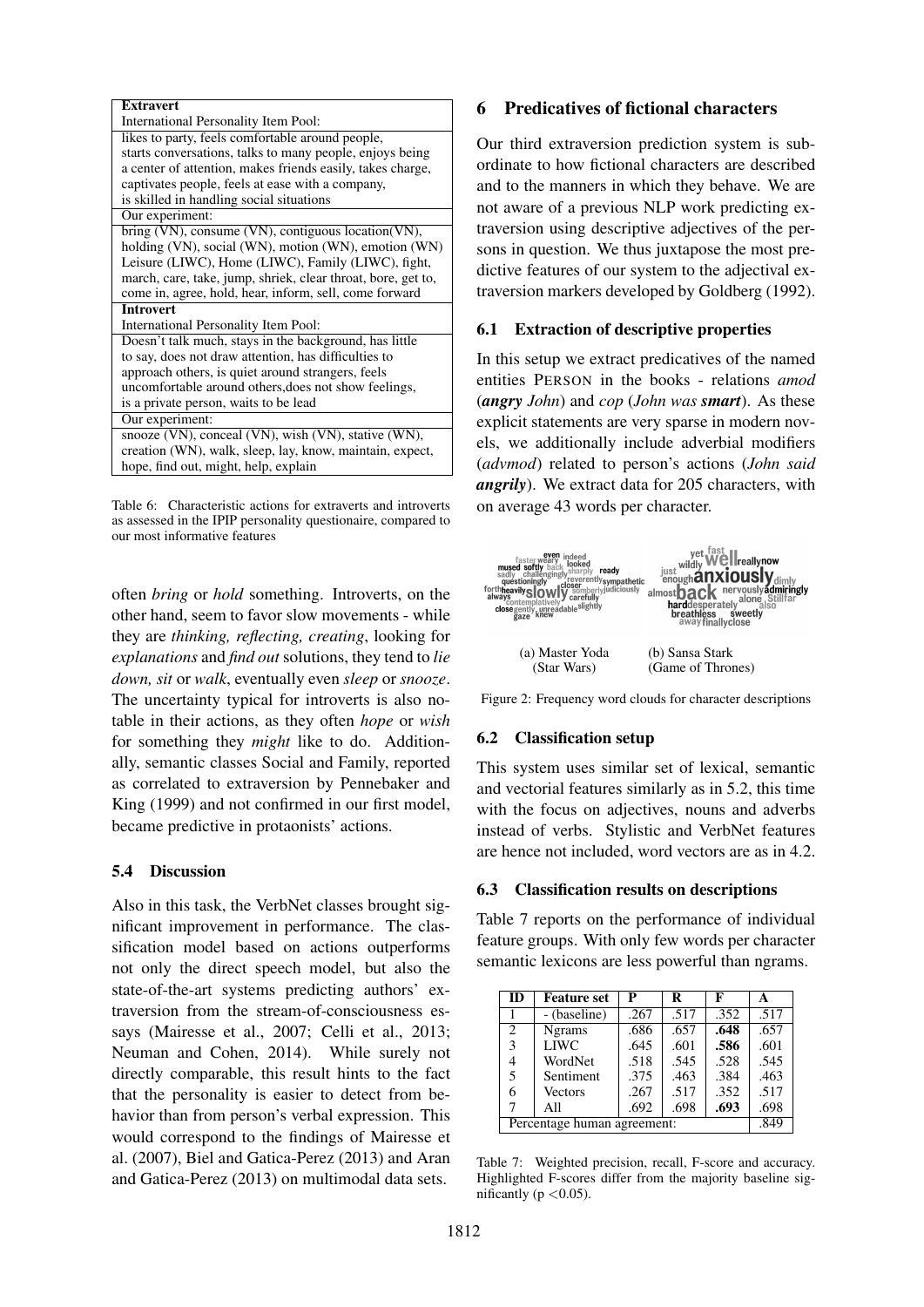| **Extravert** |
|---|
| International Personality Item Pool: |
| likes to party, feels comfortable around people, starts conversations, talks to many people, enjoys being a center of attention, makes friends easily, takes charge, captivates people, feels at ease with a company, is skilled in handling social situations |
| Our experiment: |
| bring (VN), consume (VN), contiguous location(VN), holding (VN), social (WN), motion (WN), emotion (WN) Leisure (LIWC), Home (LIWC), Family (LIWC), fight, march, care, take, jump, shriek, clear throat, bore, get to, come in, agree, hold, hear, inform, sell, come forward |
| **Introvert** |
| International Personality Item Pool: |
| Doesn't talk much, stays in the background, has little to say, does not draw attention, has difficulties to approach others, is quiet around strangers, feels uncomfortable around others,does not show feelings, is a private person, waits to be lead |
| Our experiment: |
| snooze (VN), conceal (VN), wish (VN), stative (WN), creation (WN), walk, sleep, lay, know, maintain, expect, hope, find out, might, help, explain |

Table 6: Characteristic actions for extraverts and introverts as assessed in the IPIP personality questionaire, compared to our most informative features

often *bring* or *hold* something. Introverts, on the other hand, seem to favor slow movements - while they are *thinking, reflecting, creating*, looking for *explanations* and *find out* solutions, they tend to *lie down, sit* or *walk*, eventually even *sleep* or *snooze*. The uncertainty typical for introverts is also notable in their actions, as they often *hope* or *wish* for something they *might* like to do. Additionally, semantic classes Social and Family, reported as correlated to extraversion by Pennebaker and King (1999) and not confirmed in our first model, became predictive in protaonists' actions.

### 5.4 Discussion

Also in this task, the VerbNet classes brought significant improvement in performance. The classification model based on actions outperforms not only the direct speech model, but also the state-of-the-art systems predicting authors' extraversion from the stream-of-consciousness essays (Mairesse et al., 2007; Celli et al., 2013; Neuman and Cohen, 2014). While surely not directly comparable, this result hints to the fact that the personality is easier to detect from behavior than from person's verbal expression. This would correspond to the findings of Mairesse et al. (2007), Biel and Gatica-Perez (2013) and Aran and Gatica-Perez (2013) on multimodal data sets.

## 6 Predicatives of fictional characters

Our third extraversion prediction system is subordinate to how fictional characters are described and to the manners in which they behave. We are not aware of a previous NLP work predicting extraversion using descriptive adjectives of the persons in question. We thus juxtapose the most predictive features of our system to the adjectival extraversion markers developed by Goldberg (1992).

### 6.1 Extraction of descriptive properties

In this setup we extract predicatives of the named entities PERSON in the books - relations *amod* (***angry*** *John*) and *cop* (*John was* ***smart***). As these explicit statements are very sparse in modern novels, we additionally include adverbial modifiers (*advmod*) related to person's actions (*John said* ***angrily***). We extract data for 205 characters, with on average 43 words per character.

(a) Master Yoda (Star Wars) &nbsp;&nbsp;&nbsp; (b) Sansa Stark (Game of Thrones)

Figure 2: Frequency word clouds for character descriptions

### 6.2 Classification setup

This system uses similar set of lexical, semantic and vectorial features similarly as in 5.2, this time with the focus on adjectives, nouns and adverbs instead of verbs. Stylistic and VerbNet features are hence not included, word vectors are as in 4.2.

### 6.3 Classification results on descriptions

Table 7 reports on the performance of individual feature groups. With only few words per character semantic lexicons are less powerful than ngrams.

| ID | Feature set | P | R | F | A |
|---|---|---|---|---|---|
| 1 | - (baseline) | .267 | .517 | .352 | .517 |
| 2 | Ngrams | .686 | .657 | **.648** | .657 |
| 3 | LIWC | .645 | .601 | **.586** | .601 |
| 4 | WordNet | .518 | .545 | .528 | .545 |
| 5 | Sentiment | .375 | .463 | .384 | .463 |
| 6 | Vectors | .267 | .517 | .352 | .517 |
| 7 | All | .692 | .698 | **.693** | .698 |
| Percentage human agreement: | | | | | .849 |

Table 7: Weighted precision, recall, F-score and accuracy. Highlighted F-scores differ from the majority baseline significantly ($p < 0.05$).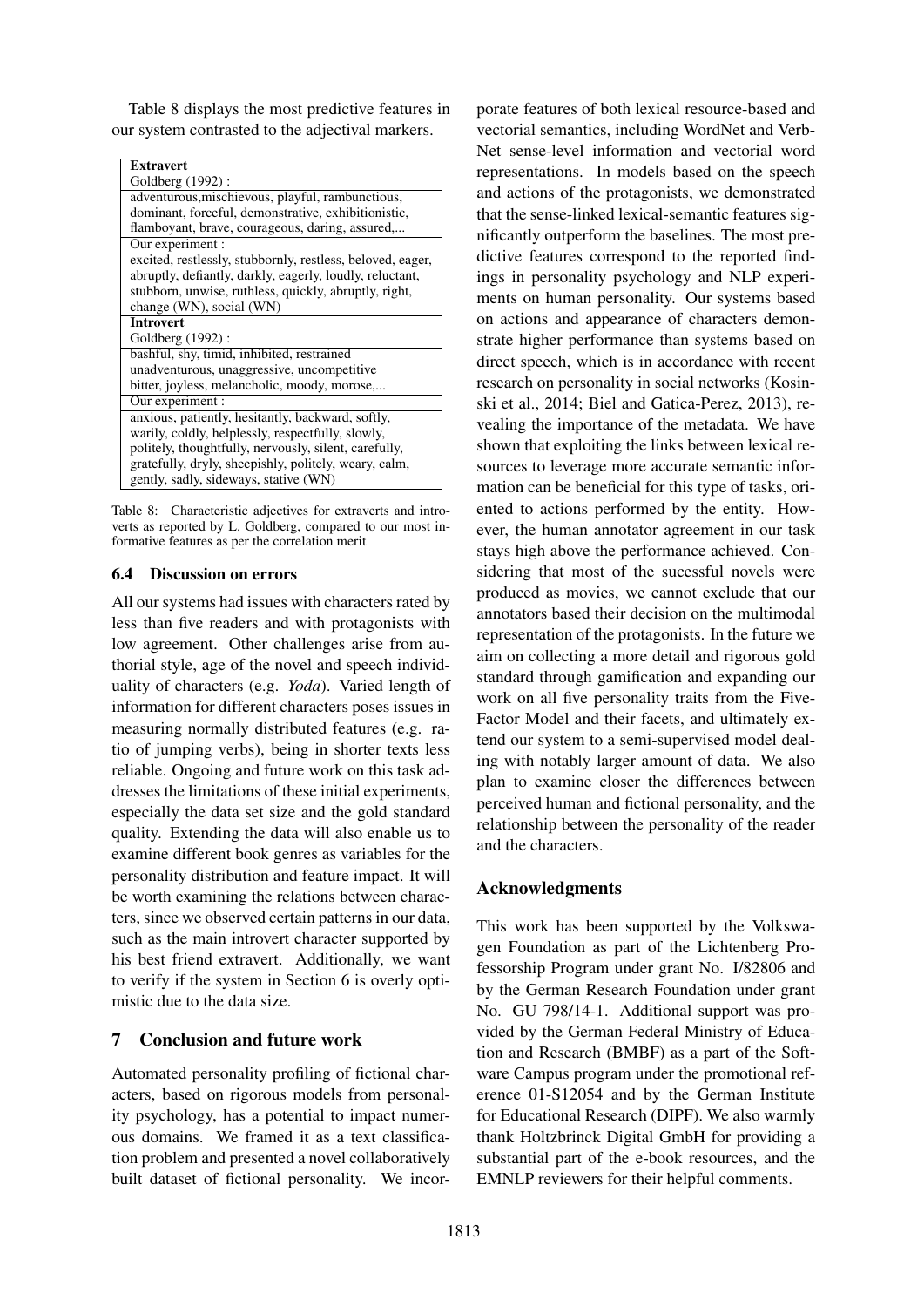Table 8 displays the most predictive features in our system contrasted to the adjectival markers.

| **Extravert** |
|---|
| Goldberg (1992) : |
| adventurous,mischievous, playful, rambunctious, dominant, forceful, demonstrative, exhibitionistic, flamboyant, brave, courageous, daring, assured,... |
| Our experiment : |
| excited, restlessly, stubbornly, restless, beloved, eager, abruptly, defiantly, darkly, eagerly, loudly, reluctant, stubborn, unwise, ruthless, quickly, abruptly, right, change (WN), social (WN) |
| **Introvert** |
| Goldberg (1992) : |
| bashful, shy, timid, inhibited, restrained unadventurous, unaggressive, uncompetitive bitter, joyless, melancholic, moody, morose,... |
| Our experiment : |
| anxious, patiently, hesitantly, backward, softly, warily, coldly, helplessly, respectfully, slowly, politely, thoughtfully, nervously, silent, carefully, gratefully, dryly, sheepishly, politely, weary, calm, gently, sadly, sideways, stative (WN) |

Table 8: Characteristic adjectives for extraverts and introverts as reported by L. Goldberg, compared to our most informative features as per the correlation merit

### 6.4 Discussion on errors

All our systems had issues with characters rated by less than five readers and with protagonists with low agreement. Other challenges arise from authorial style, age of the novel and speech individuality of characters (e.g. *Yoda*). Varied length of information for different characters poses issues in measuring normally distributed features (e.g. ratio of jumping verbs), being in shorter texts less reliable. Ongoing and future work on this task addresses the limitations of these initial experiments, especially the data set size and the gold standard quality. Extending the data will also enable us to examine different book genres as variables for the personality distribution and feature impact. It will be worth examining the relations between characters, since we observed certain patterns in our data, such as the main introvert character supported by his best friend extravert. Additionally, we want to verify if the system in Section 6 is overly optimistic due to the data size.

## 7 Conclusion and future work

Automated personality profiling of fictional characters, based on rigorous models from personality psychology, has a potential to impact numerous domains. We framed it as a text classification problem and presented a novel collaboratively built dataset of fictional personality. We incorporate features of both lexical resource-based and vectorial semantics, including WordNet and VerbNet sense-level information and vectorial word representations. In models based on the speech and actions of the protagonists, we demonstrated that the sense-linked lexical-semantic features significantly outperform the baselines. The most predictive features correspond to the reported findings in personality psychology and NLP experiments on human personality. Our systems based on actions and appearance of characters demonstrate higher performance than systems based on direct speech, which is in accordance with recent research on personality in social networks (Kosinski et al., 2014; Biel and Gatica-Perez, 2013), revealing the importance of the metadata. We have shown that exploiting the links between lexical resources to leverage more accurate semantic information can be beneficial for this type of tasks, oriented to actions performed by the entity. However, the human annotator agreement in our task stays high above the performance achieved. Considering that most of the sucessful novels were produced as movies, we cannot exclude that our annotators based their decision on the multimodal representation of the protagonists. In the future we aim on collecting a more detail and rigorous gold standard through gamification and expanding our work on all five personality traits from the Five-Factor Model and their facets, and ultimately extend our system to a semi-supervised model dealing with notably larger amount of data. We also plan to examine closer the differences between perceived human and fictional personality, and the relationship between the personality of the reader and the characters.

## Acknowledgments

This work has been supported by the Volkswagen Foundation as part of the Lichtenberg Professorship Program under grant No. I/82806 and by the German Research Foundation under grant No. GU 798/14-1. Additional support was provided by the German Federal Ministry of Education and Research (BMBF) as a part of the Software Campus program under the promotional reference 01-S12054 and by the German Institute for Educational Research (DIPF). We also warmly thank Holtzbrinck Digital GmbH for providing a substantial part of the e-book resources, and the EMNLP reviewers for their helpful comments.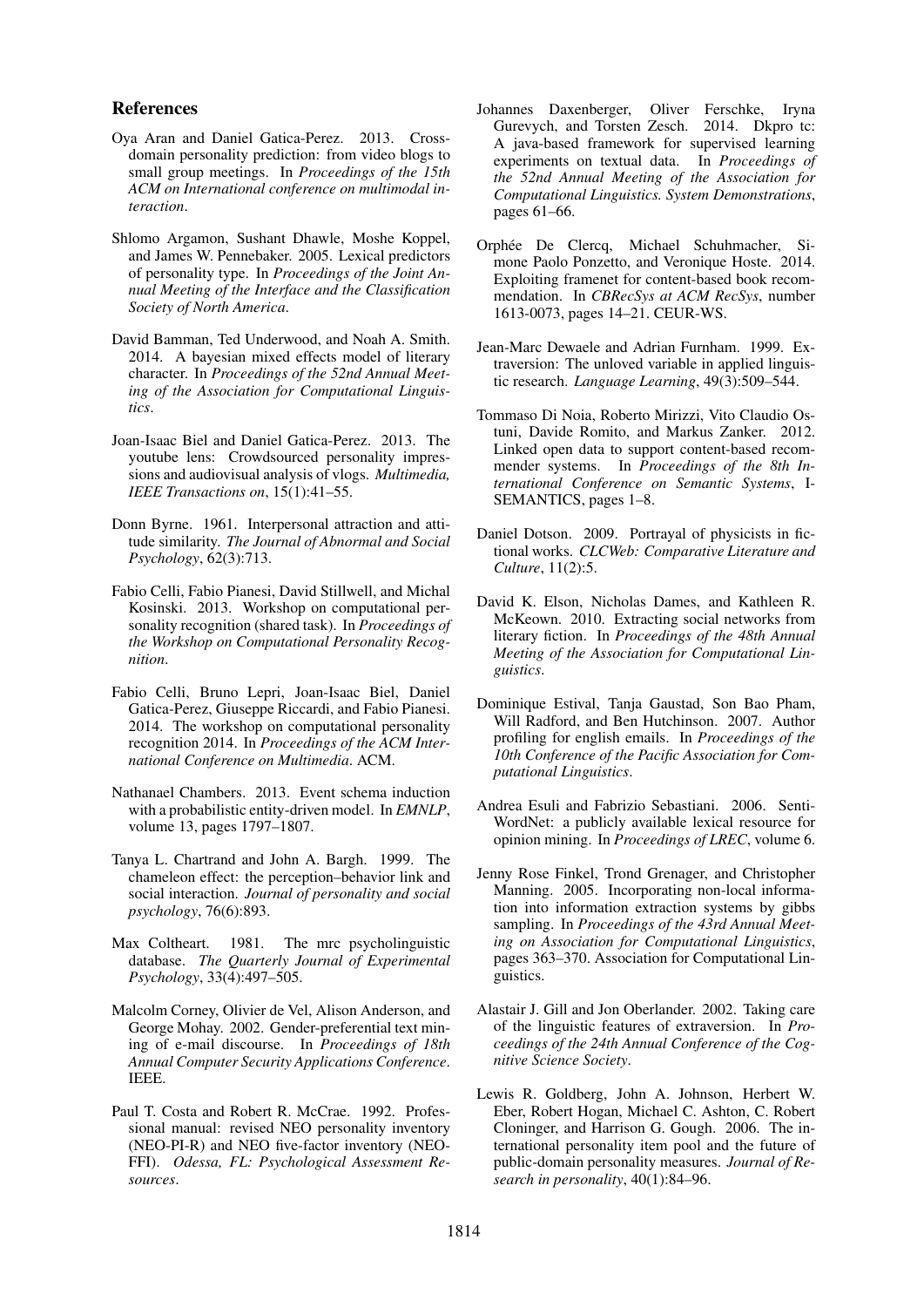## References

Oya Aran and Daniel Gatica-Perez. 2013. Cross-domain personality prediction: from video blogs to small group meetings. In *Proceedings of the 15th ACM on International conference on multimodal interaction*.

Shlomo Argamon, Sushant Dhawle, Moshe Koppel, and James W. Pennebaker. 2005. Lexical predictors of personality type. In *Proceedings of the Joint Annual Meeting of the Interface and the Classification Society of North America*.

David Bamman, Ted Underwood, and Noah A. Smith. 2014. A bayesian mixed effects model of literary character. In *Proceedings of the 52nd Annual Meeting of the Association for Computational Linguistics*.

Joan-Isaac Biel and Daniel Gatica-Perez. 2013. The youtube lens: Crowdsourced personality impressions and audiovisual analysis of vlogs. *Multimedia, IEEE Transactions on*, 15(1):41–55.

Donn Byrne. 1961. Interpersonal attraction and attitude similarity. *The Journal of Abnormal and Social Psychology*, 62(3):713.

Fabio Celli, Fabio Pianesi, David Stillwell, and Michal Kosinski. 2013. Workshop on computational personality recognition (shared task). In *Proceedings of the Workshop on Computational Personality Recognition*.

Fabio Celli, Bruno Lepri, Joan-Isaac Biel, Daniel Gatica-Perez, Giuseppe Riccardi, and Fabio Pianesi. 2014. The workshop on computational personality recognition 2014. In *Proceedings of the ACM International Conference on Multimedia*. ACM.

Nathanael Chambers. 2013. Event schema induction with a probabilistic entity-driven model. In *EMNLP*, volume 13, pages 1797–1807.

Tanya L. Chartrand and John A. Bargh. 1999. The chameleon effect: the perception–behavior link and social interaction. *Journal of personality and social psychology*, 76(6):893.

Max Coltheart. 1981. The mrc psycholinguistic database. *The Quarterly Journal of Experimental Psychology*, 33(4):497–505.

Malcolm Corney, Olivier de Vel, Alison Anderson, and George Mohay. 2002. Gender-preferential text mining of e-mail discourse. In *Proceedings of 18th Annual Computer Security Applications Conference*. IEEE.

Paul T. Costa and Robert R. McCrae. 1992. Professional manual: revised NEO personality inventory (NEO-PI-R) and NEO five-factor inventory (NEO-FFI). *Odessa, FL: Psychological Assessment Resources*.

Johannes Daxenberger, Oliver Ferschke, Iryna Gurevych, and Torsten Zesch. 2014. Dkpro tc: A java-based framework for supervised learning experiments on textual data. In *Proceedings of the 52nd Annual Meeting of the Association for Computational Linguistics. System Demonstrations*, pages 61–66.

Orphée De Clercq, Michael Schuhmacher, Simone Paolo Ponzetto, and Veronique Hoste. 2014. Exploiting framenet for content-based book recommendation. In *CBRecSys at ACM RecSys*, number 1613-0073, pages 14–21. CEUR-WS.

Jean-Marc Dewaele and Adrian Furnham. 1999. Extraversion: The unloved variable in applied linguistic research. *Language Learning*, 49(3):509–544.

Tommaso Di Noia, Roberto Mirizzi, Vito Claudio Ostuni, Davide Romito, and Markus Zanker. 2012. Linked open data to support content-based recommender systems. In *Proceedings of the 8th International Conference on Semantic Systems*, I-SEMANTICS, pages 1–8.

Daniel Dotson. 2009. Portrayal of physicists in fictional works. *CLCWeb: Comparative Literature and Culture*, 11(2):5.

David K. Elson, Nicholas Dames, and Kathleen R. McKeown. 2010. Extracting social networks from literary fiction. In *Proceedings of the 48th Annual Meeting of the Association for Computational Linguistics*.

Dominique Estival, Tanja Gaustad, Son Bao Pham, Will Radford, and Ben Hutchinson. 2007. Author profiling for english emails. In *Proceedings of the 10th Conference of the Pacific Association for Computational Linguistics*.

Andrea Esuli and Fabrizio Sebastiani. 2006. SentiWordNet: a publicly available lexical resource for opinion mining. In *Proceedings of LREC*, volume 6.

Jenny Rose Finkel, Trond Grenager, and Christopher Manning. 2005. Incorporating non-local information into information extraction systems by gibbs sampling. In *Proceedings of the 43rd Annual Meeting on Association for Computational Linguistics*, pages 363–370. Association for Computational Linguistics.

Alastair J. Gill and Jon Oberlander. 2002. Taking care of the linguistic features of extraversion. In *Proceedings of the 24th Annual Conference of the Cognitive Science Society*.

Lewis R. Goldberg, John A. Johnson, Herbert W. Eber, Robert Hogan, Michael C. Ashton, C. Robert Cloninger, and Harrison G. Gough. 2006. The international personality item pool and the future of public-domain personality measures. *Journal of Research in personality*, 40(1):84–96.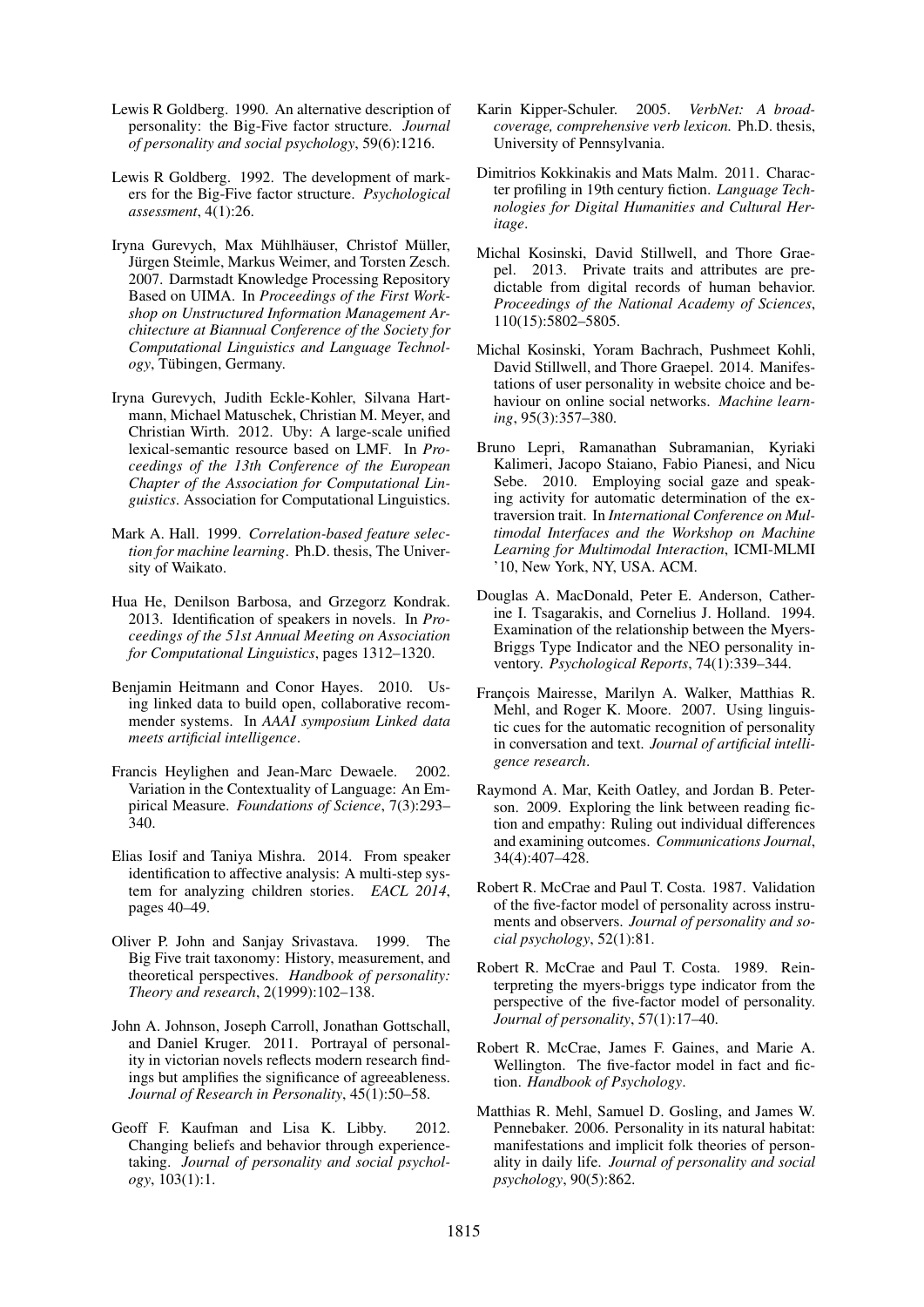Lewis R Goldberg. 1990. An alternative description of personality: the Big-Five factor structure. *Journal of personality and social psychology*, 59(6):1216.

Lewis R Goldberg. 1992. The development of markers for the Big-Five factor structure. *Psychological assessment*, 4(1):26.

Iryna Gurevych, Max Mühlhäuser, Christof Müller, Jürgen Steimle, Markus Weimer, and Torsten Zesch. 2007. Darmstadt Knowledge Processing Repository Based on UIMA. In *Proceedings of the First Workshop on Unstructured Information Management Architecture at Biannual Conference of the Society for Computational Linguistics and Language Technology*, Tübingen, Germany.

Iryna Gurevych, Judith Eckle-Kohler, Silvana Hartmann, Michael Matuschek, Christian M. Meyer, and Christian Wirth. 2012. Uby: A large-scale unified lexical-semantic resource based on LMF. In *Proceedings of the 13th Conference of the European Chapter of the Association for Computational Linguistics*. Association for Computational Linguistics.

Mark A. Hall. 1999. *Correlation-based feature selection for machine learning*. Ph.D. thesis, The University of Waikato.

Hua He, Denilson Barbosa, and Grzegorz Kondrak. 2013. Identification of speakers in novels. In *Proceedings of the 51st Annual Meeting on Association for Computational Linguistics*, pages 1312–1320.

Benjamin Heitmann and Conor Hayes. 2010. Using linked data to build open, collaborative recommender systems. In *AAAI symposium Linked data meets artificial intelligence*.

Francis Heylighen and Jean-Marc Dewaele. 2002. Variation in the Contextuality of Language: An Empirical Measure. *Foundations of Science*, 7(3):293–340.

Elias Iosif and Taniya Mishra. 2014. From speaker identification to affective analysis: A multi-step system for analyzing children stories. *EACL 2014*, pages 40–49.

Oliver P. John and Sanjay Srivastava. 1999. The Big Five trait taxonomy: History, measurement, and theoretical perspectives. *Handbook of personality: Theory and research*, 2(1999):102–138.

John A. Johnson, Joseph Carroll, Jonathan Gottschall, and Daniel Kruger. 2011. Portrayal of personality in victorian novels reflects modern research findings but amplifies the significance of agreeableness. *Journal of Research in Personality*, 45(1):50–58.

Geoff F. Kaufman and Lisa K. Libby. 2012. Changing beliefs and behavior through experience-taking. *Journal of personality and social psychology*, 103(1):1.

Karin Kipper-Schuler. 2005. *VerbNet: A broad-coverage, comprehensive verb lexicon.* Ph.D. thesis, University of Pennsylvania.

Dimitrios Kokkinakis and Mats Malm. 2011. Character profiling in 19th century fiction. *Language Technologies for Digital Humanities and Cultural Heritage*.

Michal Kosinski, David Stillwell, and Thore Graepel. 2013. Private traits and attributes are predictable from digital records of human behavior. *Proceedings of the National Academy of Sciences*, 110(15):5802–5805.

Michal Kosinski, Yoram Bachrach, Pushmeet Kohli, David Stillwell, and Thore Graepel. 2014. Manifestations of user personality in website choice and behaviour on online social networks. *Machine learning*, 95(3):357–380.

Bruno Lepri, Ramanathan Subramanian, Kyriaki Kalimeri, Jacopo Staiano, Fabio Pianesi, and Nicu Sebe. 2010. Employing social gaze and speaking activity for automatic determination of the extraversion trait. In *International Conference on Multimodal Interfaces and the Workshop on Machine Learning for Multimodal Interaction*, ICMI-MLMI '10, New York, NY, USA. ACM.

Douglas A. MacDonald, Peter E. Anderson, Catherine I. Tsagarakis, and Cornelius J. Holland. 1994. Examination of the relationship between the Myers-Briggs Type Indicator and the NEO personality inventory. *Psychological Reports*, 74(1):339–344.

François Mairesse, Marilyn A. Walker, Matthias R. Mehl, and Roger K. Moore. 2007. Using linguistic cues for the automatic recognition of personality in conversation and text. *Journal of artificial intelligence research*.

Raymond A. Mar, Keith Oatley, and Jordan B. Peterson. 2009. Exploring the link between reading fiction and empathy: Ruling out individual differences and examining outcomes. *Communications Journal*, 34(4):407–428.

Robert R. McCrae and Paul T. Costa. 1987. Validation of the five-factor model of personality across instruments and observers. *Journal of personality and social psychology*, 52(1):81.

Robert R. McCrae and Paul T. Costa. 1989. Reinterpreting the myers-briggs type indicator from the perspective of the five-factor model of personality. *Journal of personality*, 57(1):17–40.

Robert R. McCrae, James F. Gaines, and Marie A. Wellington. The five-factor model in fact and fiction. *Handbook of Psychology*.

Matthias R. Mehl, Samuel D. Gosling, and James W. Pennebaker. 2006. Personality in its natural habitat: manifestations and implicit folk theories of personality in daily life. *Journal of personality and social psychology*, 90(5):862.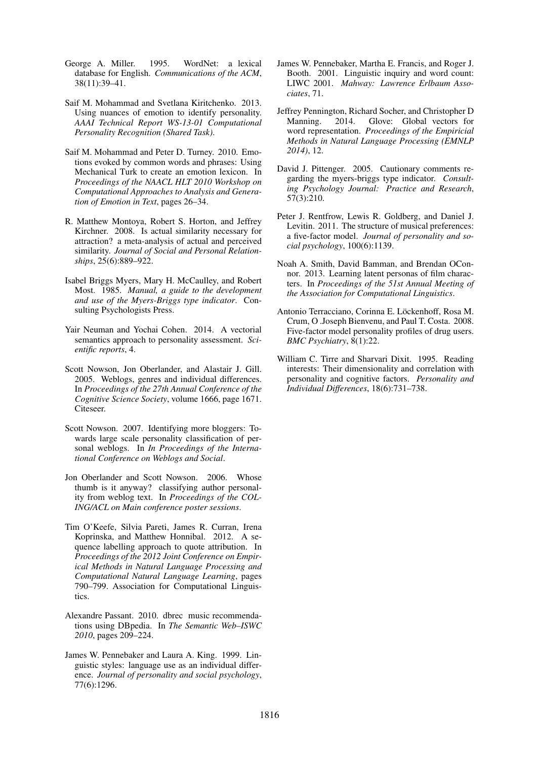George A. Miller. 1995. WordNet: a lexical database for English. *Communications of the ACM*, 38(11):39–41.

Saif M. Mohammad and Svetlana Kiritchenko. 2013. Using nuances of emotion to identify personality. *AAAI Technical Report WS-13-01 Computational Personality Recognition (Shared Task)*.

Saif M. Mohammad and Peter D. Turney. 2010. Emotions evoked by common words and phrases: Using Mechanical Turk to create an emotion lexicon. In *Proceedings of the NAACL HLT 2010 Workshop on Computational Approaches to Analysis and Generation of Emotion in Text*, pages 26–34.

R. Matthew Montoya, Robert S. Horton, and Jeffrey Kirchner. 2008. Is actual similarity necessary for attraction? a meta-analysis of actual and perceived similarity. *Journal of Social and Personal Relationships*, 25(6):889–922.

Isabel Briggs Myers, Mary H. McCaulley, and Robert Most. 1985. *Manual, a guide to the development and use of the Myers-Briggs type indicator*. Consulting Psychologists Press.

Yair Neuman and Yochai Cohen. 2014. A vectorial semantics approach to personality assessment. *Scientific reports*, 4.

Scott Nowson, Jon Oberlander, and Alastair J. Gill. 2005. Weblogs, genres and individual differences. In *Proceedings of the 27th Annual Conference of the Cognitive Science Society*, volume 1666, page 1671. Citeseer.

Scott Nowson. 2007. Identifying more bloggers: Towards large scale personality classification of personal weblogs. In *In Proceedings of the International Conference on Weblogs and Social*.

Jon Oberlander and Scott Nowson. 2006. Whose thumb is it anyway? classifying author personality from weblog text. In *Proceedings of the COLING/ACL on Main conference poster sessions*.

Tim O'Keefe, Silvia Pareti, James R. Curran, Irena Koprinska, and Matthew Honnibal. 2012. A sequence labelling approach to quote attribution. In *Proceedings of the 2012 Joint Conference on Empirical Methods in Natural Language Processing and Computational Natural Language Learning*, pages 790–799. Association for Computational Linguistics.

Alexandre Passant. 2010. dbrec music recommendations using DBpedia. In *The Semantic Web–ISWC 2010*, pages 209–224.

James W. Pennebaker and Laura A. King. 1999. Linguistic styles: language use as an individual difference. *Journal of personality and social psychology*, 77(6):1296.

James W. Pennebaker, Martha E. Francis, and Roger J. Booth. 2001. Linguistic inquiry and word count: LIWC 2001. *Mahway: Lawrence Erlbaum Associates*, 71.

Jeffrey Pennington, Richard Socher, and Christopher D Manning. 2014. Glove: Global vectors for word representation. *Proceedings of the Empiricial Methods in Natural Language Processing (EMNLP 2014)*, 12.

David J. Pittenger. 2005. Cautionary comments regarding the myers-briggs type indicator. *Consulting Psychology Journal: Practice and Research*, 57(3):210.

Peter J. Rentfrow, Lewis R. Goldberg, and Daniel J. Levitin. 2011. The structure of musical preferences: a five-factor model. *Journal of personality and social psychology*, 100(6):1139.

Noah A. Smith, David Bamman, and Brendan OConnor. 2013. Learning latent personas of film characters. In *Proceedings of the 51st Annual Meeting of the Association for Computational Linguistics*.

Antonio Terracciano, Corinna E. Löckenhoff, Rosa M. Crum, O .Joseph Bienvenu, and Paul T. Costa. 2008. Five-factor model personality profiles of drug users. *BMC Psychiatry*, 8(1):22.

William C. Tirre and Sharvari Dixit. 1995. Reading interests: Their dimensionality and correlation with personality and cognitive factors. *Personality and Individual Differences*, 18(6):731–738.